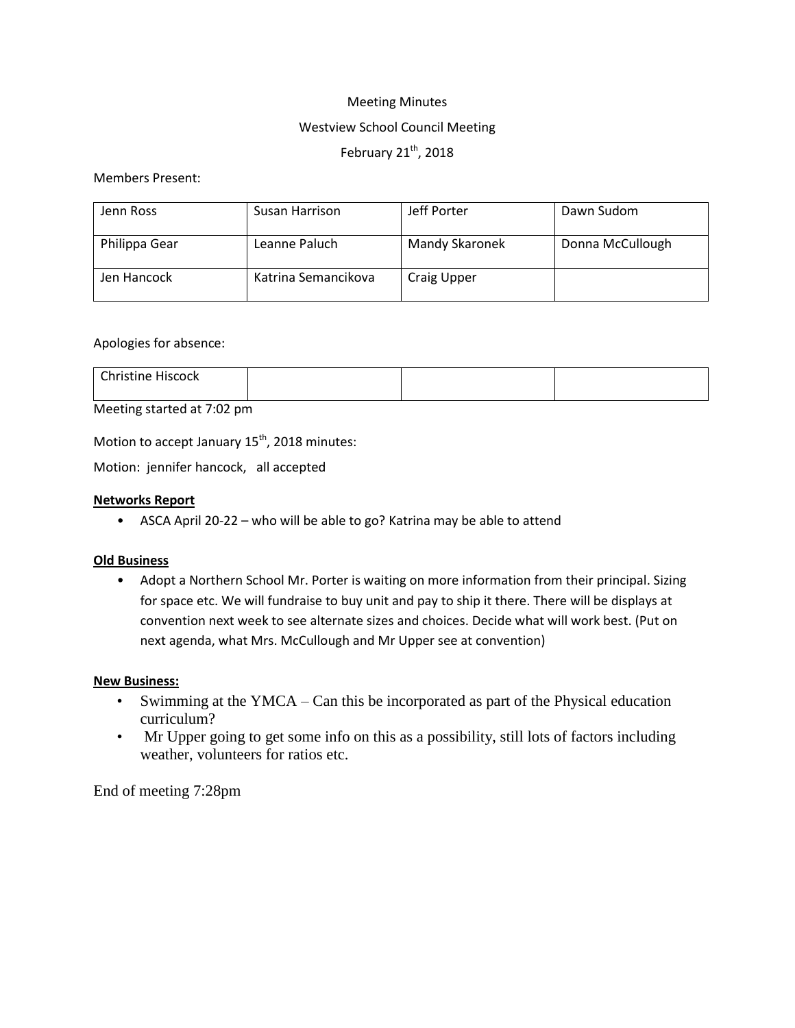Meeting Minutes

Westview School Council Meeting

February 21th, 2018

Members Present:

| Jenn Ross | Susan Harrison | Jeff Porter | Dawn Sudom |
|---|---|---|---|
| Philippa Gear | Leanne Paluch | Mandy Skaronek | Donna McCullough |
| Jen Hancock | Katrina Semancikova | Craig Upper | |

Apologies for absence:

| Christine Hiscock | | | |
|---|---|---|---|

Meeting started at 7:02 pm

Motion to accept January 15th, 2018 minutes:

Motion: jennifer hancock, all accepted

**Networks Report**

- ASCA April 20-22 – who will be able to go? Katrina may be able to attend

**Old Business**

- Adopt a Northern School Mr. Porter is waiting on more information from their principal. Sizing for space etc. We will fundraise to buy unit and pay to ship it there. There will be displays at convention next week to see alternate sizes and choices. Decide what will work best. (Put on next agenda, what Mrs. McCullough and Mr Upper see at convention)

**New Business:**

- Swimming at the YMCA – Can this be incorporated as part of the Physical education curriculum?
- Mr Upper going to get some info on this as a possibility, still lots of factors including weather, volunteers for ratios etc.

End of meeting 7:28pm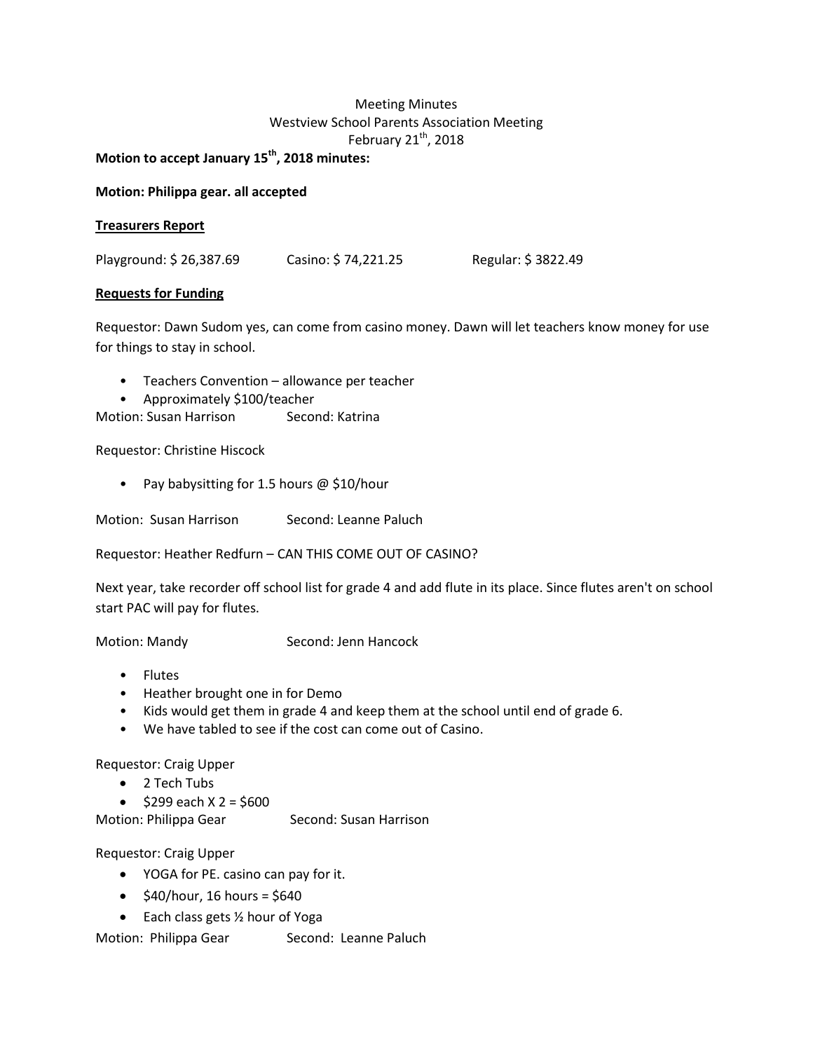Meeting Minutes
Westview School Parents Association Meeting
February 21th, 2018

**Motion to accept January 15th, 2018 minutes:**

**Motion: Philippa gear. all accepted**

**<u>Treasurers Report</u>**

Playground: $ 26,387.69     Casino: $ 74,221.25     Regular: $ 3822.49

**<u>Requests for Funding</u>**

Requestor: Dawn Sudom yes, can come from casino money. Dawn will let teachers know money for use for things to stay in school.

- Teachers Convention – allowance per teacher
- Approximately $100/teacher

Motion: Susan Harrison     Second: Katrina

Requestor: Christine Hiscock

- Pay babysitting for 1.5 hours @ $10/hour

Motion: Susan Harrison     Second: Leanne Paluch

Requestor: Heather Redfurn – CAN THIS COME OUT OF CASINO?

Next year, take recorder off school list for grade 4 and add flute in its place. Since flutes aren't on school start PAC will pay for flutes.

Motion: Mandy     Second: Jenn Hancock

- Flutes
- Heather brought one in for Demo
- Kids would get them in grade 4 and keep them at the school until end of grade 6.
- We have tabled to see if the cost can come out of Casino.

Requestor: Craig Upper

- 2 Tech Tubs
- $299 each X 2 = $600

Motion: Philippa Gear     Second: Susan Harrison

Requestor: Craig Upper

- YOGA for PE. casino can pay for it.
- $40/hour, 16 hours = $640
- Each class gets ½ hour of Yoga

Motion: Philippa Gear     Second: Leanne Paluch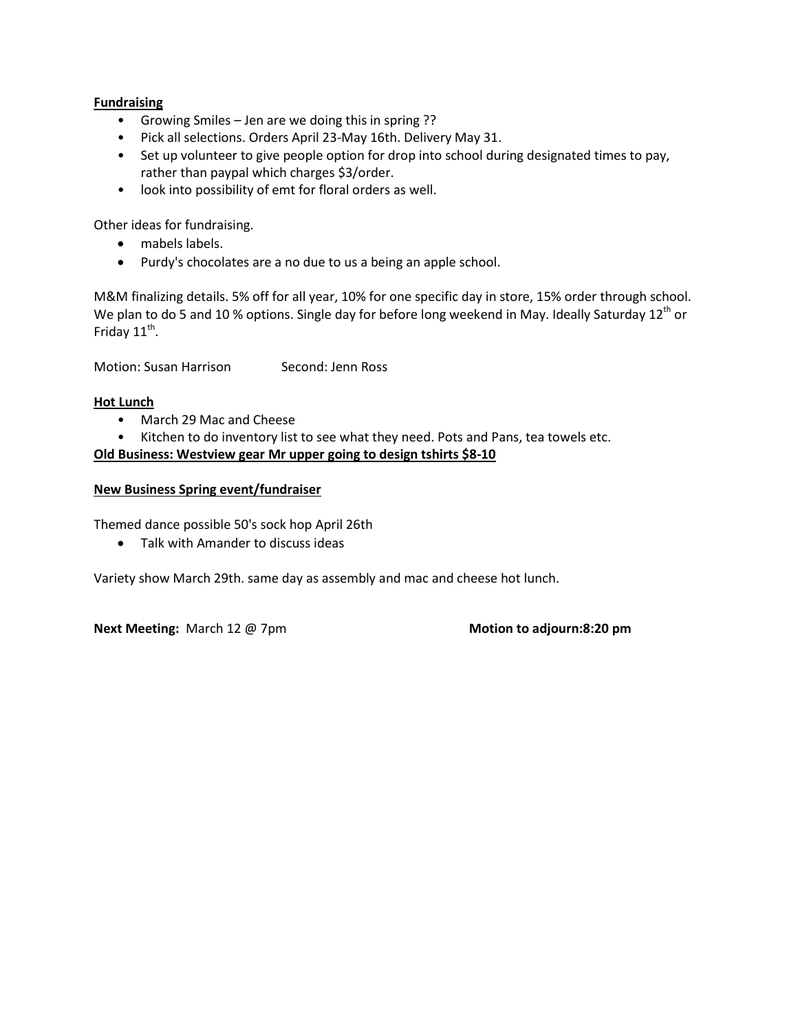**Fundraising**

- Growing Smiles – Jen are we doing this in spring ??
- Pick all selections. Orders April 23-May 16th. Delivery May 31.
- Set up volunteer to give people option for drop into school during designated times to pay, rather than paypal which charges $3/order.
- look into possibility of emt for floral orders as well.

Other ideas for fundraising.

- mabels labels.
- Purdy's chocolates are a no due to us a being an apple school.

M&M finalizing details. 5% off for all year, 10% for one specific day in store, 15% order through school. We plan to do 5 and 10 % options. Single day for before long weekend in May. Ideally Saturday 12th or Friday 11th.

Motion: Susan Harrison Second: Jenn Ross

**Hot Lunch**

- March 29 Mac and Cheese
- Kitchen to do inventory list to see what they need. Pots and Pans, tea towels etc.

**Old Business: Westview gear Mr upper going to design tshirts $8-10**

**New Business Spring event/fundraiser**

Themed dance possible 50's sock hop April 26th

- Talk with Amander to discuss ideas

Variety show March 29th. same day as assembly and mac and cheese hot lunch.

**Next Meeting:** March 12 @ 7pm **Motion to adjourn:8:20 pm**